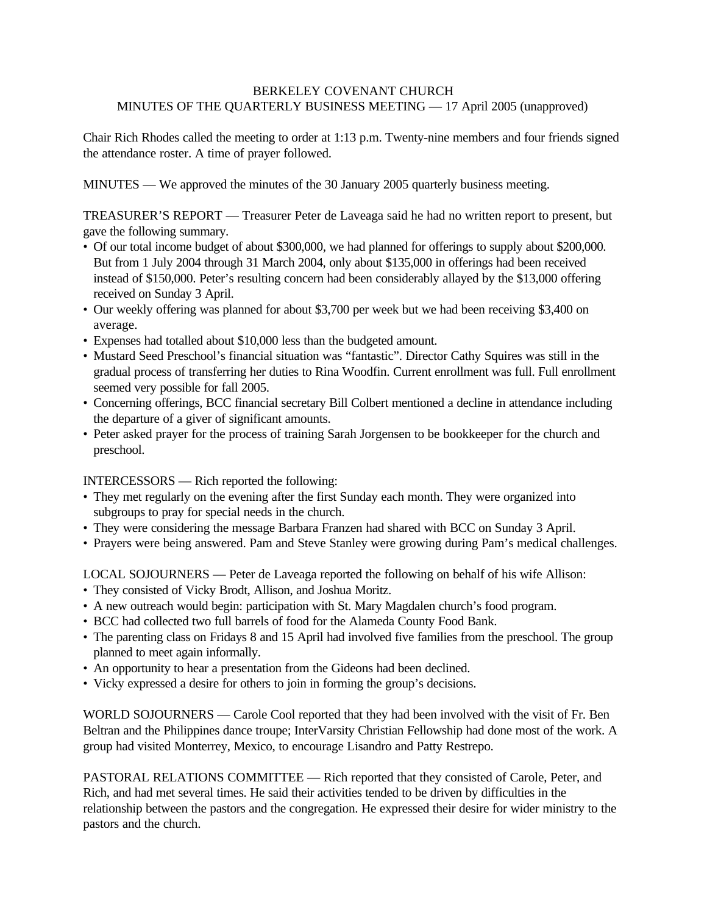# BERKELEY COVENANT CHURCH
## MINUTES OF THE QUARTERLY BUSINESS MEETING — 17 April 2005 (unapproved)

Chair Rich Rhodes called the meeting to order at 1:13 p.m. Twenty-nine members and four friends signed the attendance roster. A time of prayer followed.

MINUTES — We approved the minutes of the 30 January 2005 quarterly business meeting.

TREASURER'S REPORT — Treasurer Peter de Laveaga said he had no written report to present, but gave the following summary.

- Of our total income budget of about $300,000, we had planned for offerings to supply about $200,000. But from 1 July 2004 through 31 March 2004, only about $135,000 in offerings had been received instead of $150,000. Peter's resulting concern had been considerably allayed by the $13,000 offering received on Sunday 3 April.
- Our weekly offering was planned for about $3,700 per week but we had been receiving $3,400 on average.
- Expenses had totalled about $10,000 less than the budgeted amount.
- Mustard Seed Preschool's financial situation was "fantastic". Director Cathy Squires was still in the gradual process of transferring her duties to Rina Woodfin. Current enrollment was full. Full enrollment seemed very possible for fall 2005.
- Concerning offerings, BCC financial secretary Bill Colbert mentioned a decline in attendance including the departure of a giver of significant amounts.
- Peter asked prayer for the process of training Sarah Jorgensen to be bookkeeper for the church and preschool.

INTERCESSORS — Rich reported the following:

- They met regularly on the evening after the first Sunday each month. They were organized into subgroups to pray for special needs in the church.
- They were considering the message Barbara Franzen had shared with BCC on Sunday 3 April.
- Prayers were being answered. Pam and Steve Stanley were growing during Pam's medical challenges.

LOCAL SOJOURNERS — Peter de Laveaga reported the following on behalf of his wife Allison:

- They consisted of Vicky Brodt, Allison, and Joshua Moritz.
- A new outreach would begin: participation with St. Mary Magdalen church's food program.
- BCC had collected two full barrels of food for the Alameda County Food Bank.
- The parenting class on Fridays 8 and 15 April had involved five families from the preschool. The group planned to meet again informally.
- An opportunity to hear a presentation from the Gideons had been declined.
- Vicky expressed a desire for others to join in forming the group's decisions.

WORLD SOJOURNERS — Carole Cool reported that they had been involved with the visit of Fr. Ben Beltran and the Philippines dance troupe; InterVarsity Christian Fellowship had done most of the work. A group had visited Monterrey, Mexico, to encourage Lisandro and Patty Restrepo.

PASTORAL RELATIONS COMMITTEE — Rich reported that they consisted of Carole, Peter, and Rich, and had met several times. He said their activities tended to be driven by difficulties in the relationship between the pastors and the congregation. He expressed their desire for wider ministry to the pastors and the church.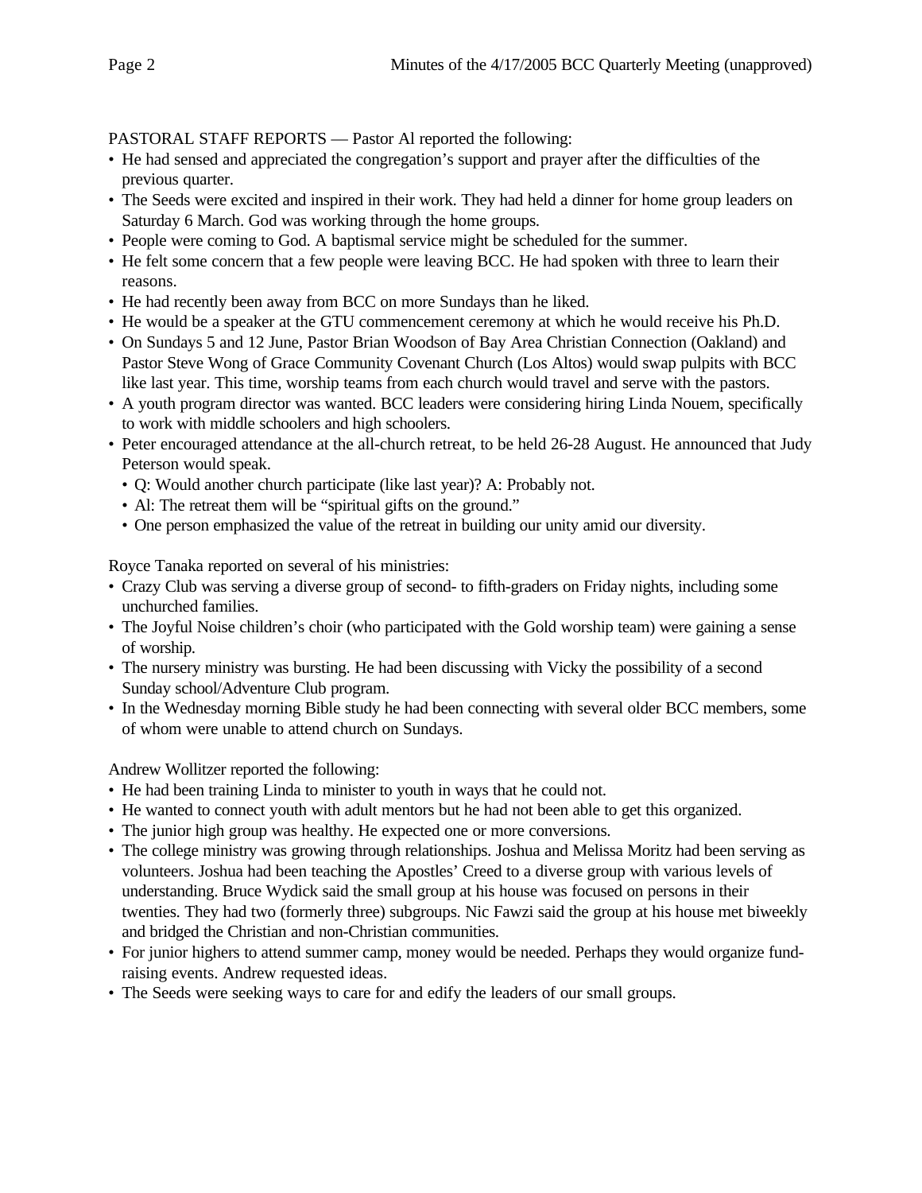PASTORAL STAFF REPORTS — Pastor Al reported the following:

- He had sensed and appreciated the congregation's support and prayer after the difficulties of the previous quarter.
- The Seeds were excited and inspired in their work. They had held a dinner for home group leaders on Saturday 6 March. God was working through the home groups.
- People were coming to God. A baptismal service might be scheduled for the summer.
- He felt some concern that a few people were leaving BCC. He had spoken with three to learn their reasons.
- He had recently been away from BCC on more Sundays than he liked.
- He would be a speaker at the GTU commencement ceremony at which he would receive his Ph.D.
- On Sundays 5 and 12 June, Pastor Brian Woodson of Bay Area Christian Connection (Oakland) and Pastor Steve Wong of Grace Community Covenant Church (Los Altos) would swap pulpits with BCC like last year. This time, worship teams from each church would travel and serve with the pastors.
- A youth program director was wanted. BCC leaders were considering hiring Linda Nouem, specifically to work with middle schoolers and high schoolers.
- Peter encouraged attendance at the all-church retreat, to be held 26-28 August. He announced that Judy Peterson would speak.
  - Q: Would another church participate (like last year)? A: Probably not.
  - Al: The retreat them will be "spiritual gifts on the ground."
  - One person emphasized the value of the retreat in building our unity amid our diversity.

Royce Tanaka reported on several of his ministries:

- Crazy Club was serving a diverse group of second- to fifth-graders on Friday nights, including some unchurched families.
- The Joyful Noise children's choir (who participated with the Gold worship team) were gaining a sense of worship.
- The nursery ministry was bursting. He had been discussing with Vicky the possibility of a second Sunday school/Adventure Club program.
- In the Wednesday morning Bible study he had been connecting with several older BCC members, some of whom were unable to attend church on Sundays.

Andrew Wollitzer reported the following:

- He had been training Linda to minister to youth in ways that he could not.
- He wanted to connect youth with adult mentors but he had not been able to get this organized.
- The junior high group was healthy. He expected one or more conversions.
- The college ministry was growing through relationships. Joshua and Melissa Moritz had been serving as volunteers. Joshua had been teaching the Apostles' Creed to a diverse group with various levels of understanding. Bruce Wydick said the small group at his house was focused on persons in their twenties. They had two (formerly three) subgroups. Nic Fawzi said the group at his house met biweekly and bridged the Christian and non-Christian communities.
- For junior highers to attend summer camp, money would be needed. Perhaps they would organize fund-raising events. Andrew requested ideas.
- The Seeds were seeking ways to care for and edify the leaders of our small groups.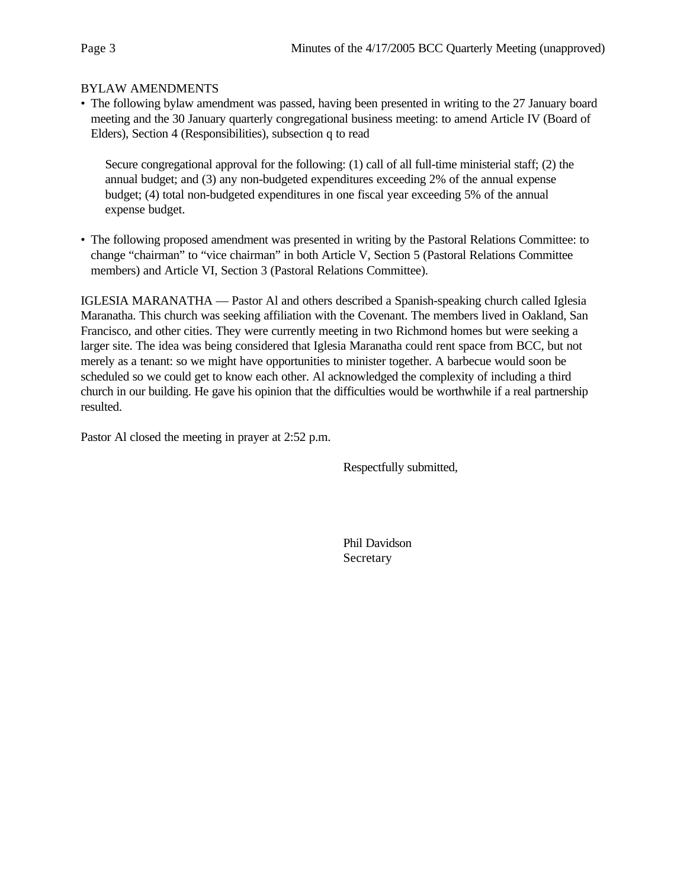BYLAW AMENDMENTS

- The following bylaw amendment was passed, having been presented in writing to the 27 January board meeting and the 30 January quarterly congregational business meeting: to amend Article IV (Board of Elders), Section 4 (Responsibilities), subsection q to read

  > Secure congregational approval for the following: (1) call of all full-time ministerial staff; (2) the annual budget; and (3) any non-budgeted expenditures exceeding 2% of the annual expense budget; (4) total non-budgeted expenditures in one fiscal year exceeding 5% of the annual expense budget.

- The following proposed amendment was presented in writing by the Pastoral Relations Committee: to change "chairman" to "vice chairman" in both Article V, Section 5 (Pastoral Relations Committee members) and Article VI, Section 3 (Pastoral Relations Committee).

IGLESIA MARANATHA — Pastor Al and others described a Spanish-speaking church called Iglesia Maranatha. This church was seeking affiliation with the Covenant. The members lived in Oakland, San Francisco, and other cities. They were currently meeting in two Richmond homes but were seeking a larger site. The idea was being considered that Iglesia Maranatha could rent space from BCC, but not merely as a tenant: so we might have opportunities to minister together. A barbecue would soon be scheduled so we could get to know each other. Al acknowledged the complexity of including a third church in our building. He gave his opinion that the difficulties would be worthwhile if a real partnership resulted.

Pastor Al closed the meeting in prayer at 2:52 p.m.

Respectfully submitted,

Phil Davidson
Secretary